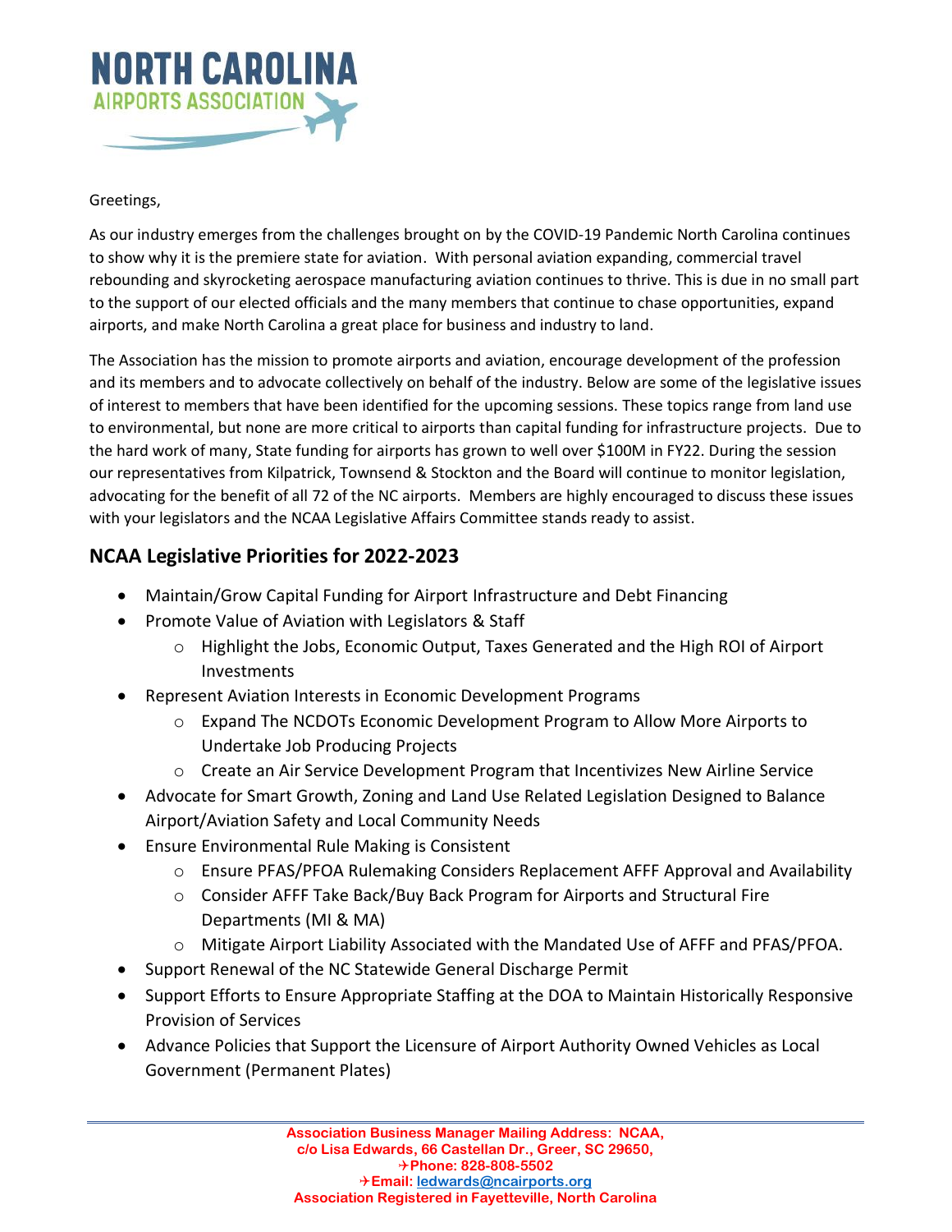# NORTH CAROLINA AIRPORTS ASSOCIATION

Greetings,

As our industry emerges from the challenges brought on by the COVID-19 Pandemic North Carolina continues to show why it is the premiere state for aviation. With personal aviation expanding, commercial travel rebounding and skyrocketing aerospace manufacturing aviation continues to thrive. This is due in no small part to the support of our elected officials and the many members that continue to chase opportunities, expand airports, and make North Carolina a great place for business and industry to land.

The Association has the mission to promote airports and aviation, encourage development of the profession and its members and to advocate collectively on behalf of the industry. Below are some of the legislative issues of interest to members that have been identified for the upcoming sessions. These topics range from land use to environmental, but none are more critical to airports than capital funding for infrastructure projects. Due to the hard work of many, State funding for airports has grown to well over $100M in FY22. During the session our representatives from Kilpatrick, Townsend & Stockton and the Board will continue to monitor legislation, advocating for the benefit of all 72 of the NC airports. Members are highly encouraged to discuss these issues with your legislators and the NCAA Legislative Affairs Committee stands ready to assist.

## NCAA Legislative Priorities for 2022-2023

- Maintain/Grow Capital Funding for Airport Infrastructure and Debt Financing
- Promote Value of Aviation with Legislators & Staff
  - Highlight the Jobs, Economic Output, Taxes Generated and the High ROI of Airport Investments
- Represent Aviation Interests in Economic Development Programs
  - Expand The NCDOTs Economic Development Program to Allow More Airports to Undertake Job Producing Projects
  - Create an Air Service Development Program that Incentivizes New Airline Service
- Advocate for Smart Growth, Zoning and Land Use Related Legislation Designed to Balance Airport/Aviation Safety and Local Community Needs
- Ensure Environmental Rule Making is Consistent
  - Ensure PFAS/PFOA Rulemaking Considers Replacement AFFF Approval and Availability
  - Consider AFFF Take Back/Buy Back Program for Airports and Structural Fire Departments (MI & MA)
  - Mitigate Airport Liability Associated with the Mandated Use of AFFF and PFAS/PFOA.
- Support Renewal of the NC Statewide General Discharge Permit
- Support Efforts to Ensure Appropriate Staffing at the DOA to Maintain Historically Responsive Provision of Services
- Advance Policies that Support the Licensure of Airport Authority Owned Vehicles as Local Government (Permanent Plates)

**Association Business Manager Mailing Address: NCAA, c/o Lisa Edwards, 66 Castellan Dr., Greer, SC 29650,**
**✈Phone: 828-808-5502**
**✈Email: ledwards@ncairports.org**
**Association Registered in Fayetteville, North Carolina**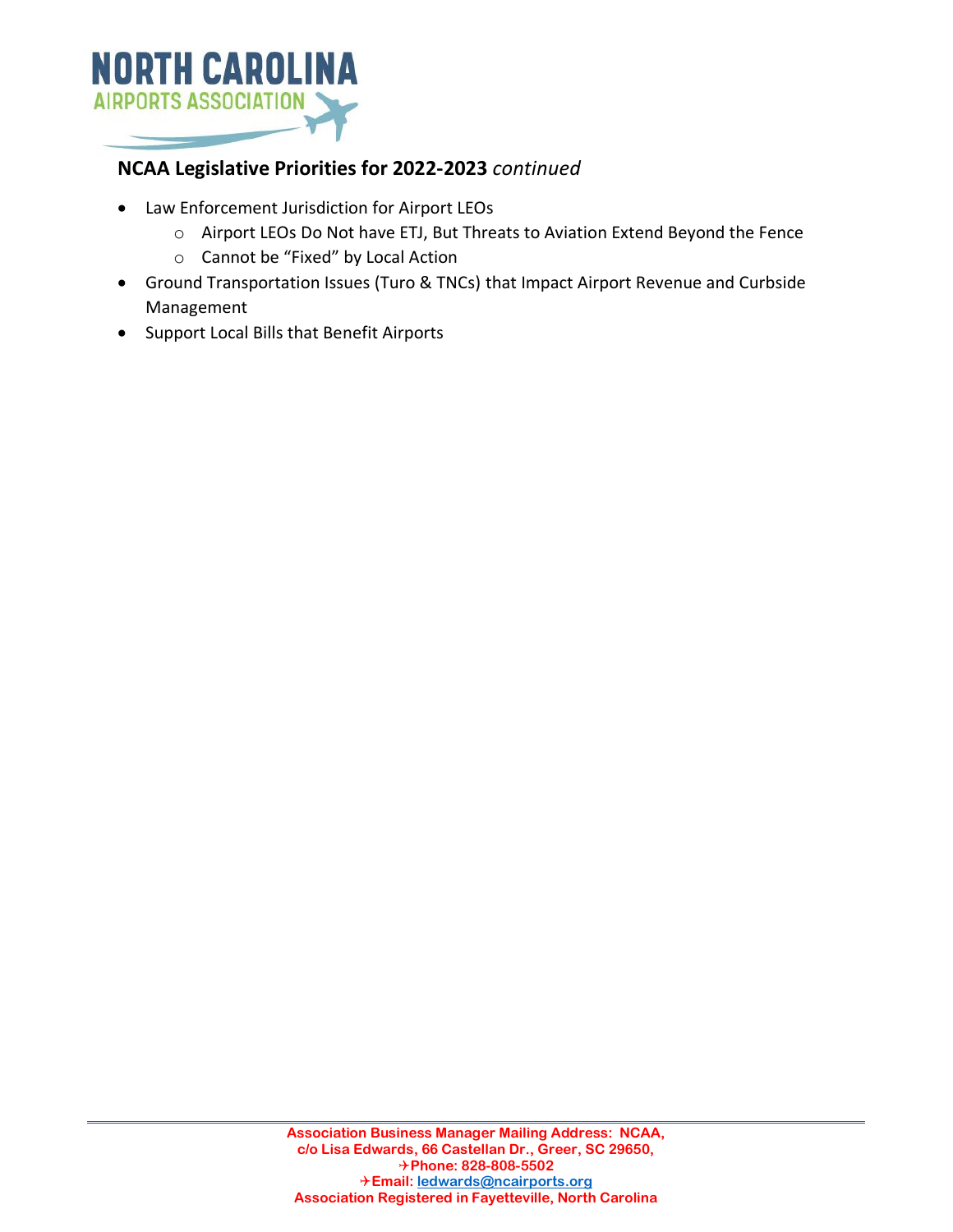## **NCAA Legislative Priorities for 2022-2023** *continued*

- Law Enforcement Jurisdiction for Airport LEOs
  - Airport LEOs Do Not have ETJ, But Threats to Aviation Extend Beyond the Fence
  - Cannot be "Fixed" by Local Action
- Ground Transportation Issues (Turo & TNCs) that Impact Airport Revenue and Curbside Management
- Support Local Bills that Benefit Airports

**Association Business Manager Mailing Address: NCAA, c/o Lisa Edwards, 66 Castellan Dr., Greer, SC 29650,**
**✈Phone: 828-808-5502**
**✈Email: ledwards@ncairports.org**
**Association Registered in Fayetteville, North Carolina**